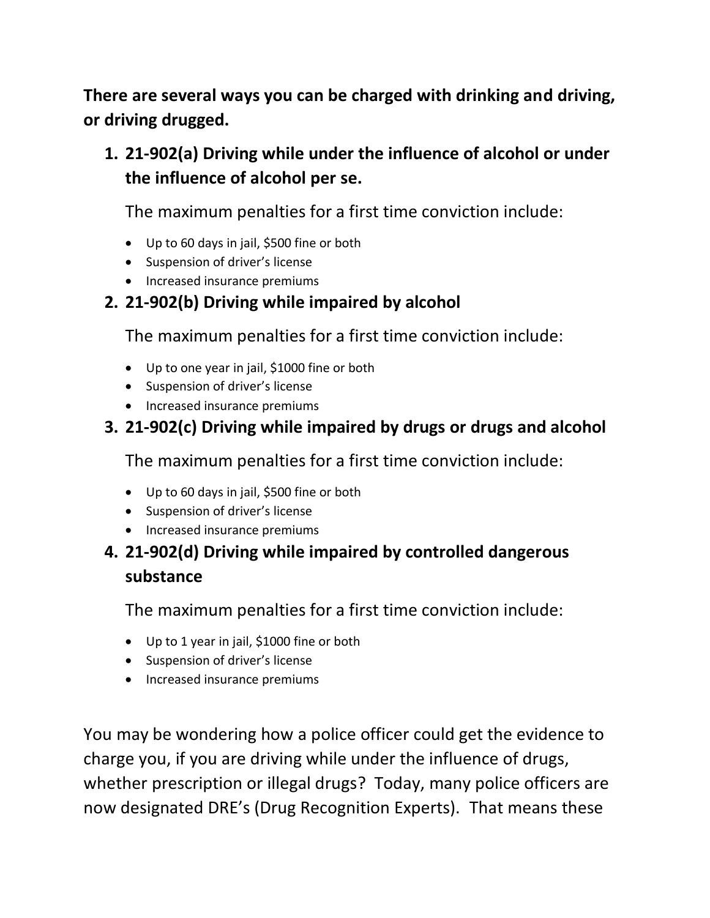**There are several ways you can be charged with drinking and driving, or driving drugged.**

1. **21-902(a) Driving while under the influence of alcohol or under the influence of alcohol per se.**

   The maximum penalties for a first time conviction include:

   - Up to 60 days in jail, $500 fine or both
   - Suspension of driver's license
   - Increased insurance premiums

2. **21-902(b) Driving while impaired by alcohol**

   The maximum penalties for a first time conviction include:

   - Up to one year in jail, $1000 fine or both
   - Suspension of driver's license
   - Increased insurance premiums

3. **21-902(c) Driving while impaired by drugs or drugs and alcohol**

   The maximum penalties for a first time conviction include:

   - Up to 60 days in jail, $500 fine or both
   - Suspension of driver's license
   - Increased insurance premiums

4. **21-902(d) Driving while impaired by controlled dangerous substance**

   The maximum penalties for a first time conviction include:

   - Up to 1 year in jail, $1000 fine or both
   - Suspension of driver's license
   - Increased insurance premiums

You may be wondering how a police officer could get the evidence to charge you, if you are driving while under the influence of drugs, whether prescription or illegal drugs? Today, many police officers are now designated DRE's (Drug Recognition Experts). That means these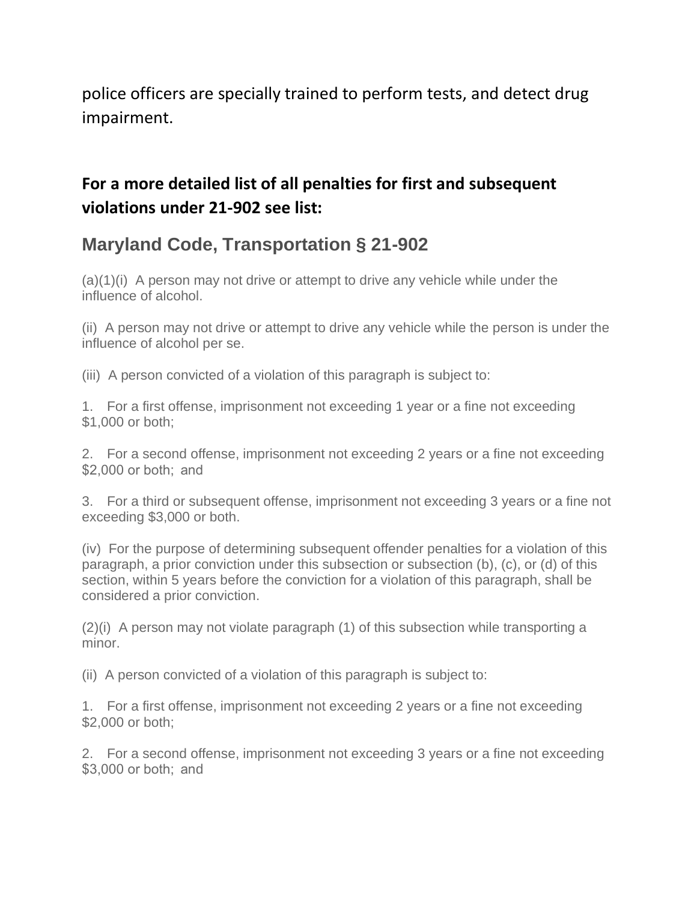police officers are specially trained to perform tests, and detect drug impairment.

### For a more detailed list of all penalties for first and subsequent violations under 21-902 see list:

## Maryland Code, Transportation § 21-902

(a)(1)(i) A person may not drive or attempt to drive any vehicle while under the influence of alcohol.

(ii) A person may not drive or attempt to drive any vehicle while the person is under the influence of alcohol per se.

(iii) A person convicted of a violation of this paragraph is subject to:

1. For a first offense, imprisonment not exceeding 1 year or a fine not exceeding $1,000 or both;

2. For a second offense, imprisonment not exceeding 2 years or a fine not exceeding $2,000 or both; and

3. For a third or subsequent offense, imprisonment not exceeding 3 years or a fine not exceeding $3,000 or both.

(iv) For the purpose of determining subsequent offender penalties for a violation of this paragraph, a prior conviction under this subsection or subsection (b), (c), or (d) of this section, within 5 years before the conviction for a violation of this paragraph, shall be considered a prior conviction.

(2)(i) A person may not violate paragraph (1) of this subsection while transporting a minor.

(ii) A person convicted of a violation of this paragraph is subject to:

1. For a first offense, imprisonment not exceeding 2 years or a fine not exceeding $2,000 or both;

2. For a second offense, imprisonment not exceeding 3 years or a fine not exceeding $3,000 or both; and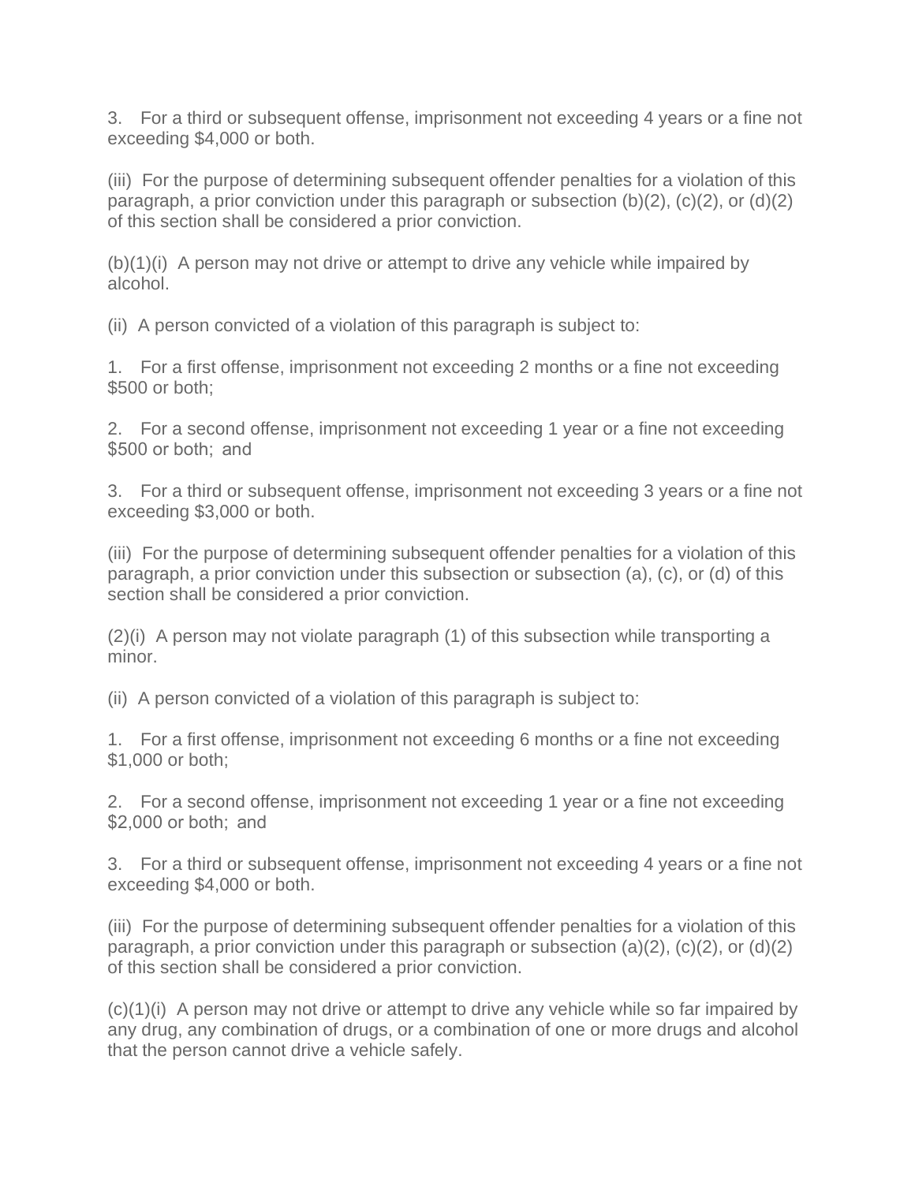3. For a third or subsequent offense, imprisonment not exceeding 4 years or a fine not exceeding $4,000 or both.

(iii) For the purpose of determining subsequent offender penalties for a violation of this paragraph, a prior conviction under this paragraph or subsection (b)(2), (c)(2), or (d)(2) of this section shall be considered a prior conviction.

(b)(1)(i) A person may not drive or attempt to drive any vehicle while impaired by alcohol.

(ii) A person convicted of a violation of this paragraph is subject to:

1. For a first offense, imprisonment not exceeding 2 months or a fine not exceeding $500 or both;

2. For a second offense, imprisonment not exceeding 1 year or a fine not exceeding $500 or both; and

3. For a third or subsequent offense, imprisonment not exceeding 3 years or a fine not exceeding $3,000 or both.

(iii) For the purpose of determining subsequent offender penalties for a violation of this paragraph, a prior conviction under this subsection or subsection (a), (c), or (d) of this section shall be considered a prior conviction.

(2)(i) A person may not violate paragraph (1) of this subsection while transporting a minor.

(ii) A person convicted of a violation of this paragraph is subject to:

1. For a first offense, imprisonment not exceeding 6 months or a fine not exceeding $1,000 or both;

2. For a second offense, imprisonment not exceeding 1 year or a fine not exceeding $2,000 or both; and

3. For a third or subsequent offense, imprisonment not exceeding 4 years or a fine not exceeding $4,000 or both.

(iii) For the purpose of determining subsequent offender penalties for a violation of this paragraph, a prior conviction under this paragraph or subsection (a)(2), (c)(2), or (d)(2) of this section shall be considered a prior conviction.

(c)(1)(i) A person may not drive or attempt to drive any vehicle while so far impaired by any drug, any combination of drugs, or a combination of one or more drugs and alcohol that the person cannot drive a vehicle safely.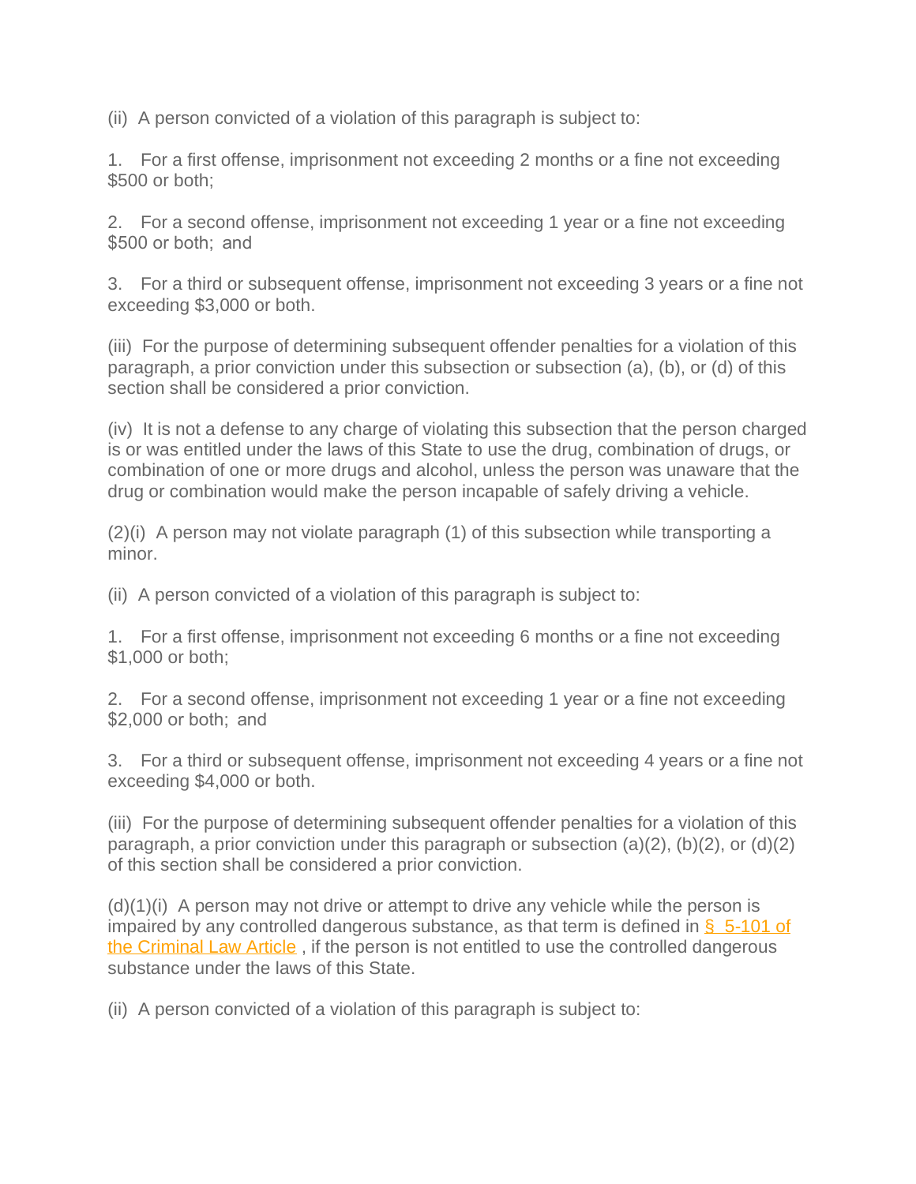(ii) A person convicted of a violation of this paragraph is subject to:

1. For a first offense, imprisonment not exceeding 2 months or a fine not exceeding $500 or both;

2. For a second offense, imprisonment not exceeding 1 year or a fine not exceeding $500 or both; and

3. For a third or subsequent offense, imprisonment not exceeding 3 years or a fine not exceeding $3,000 or both.

(iii) For the purpose of determining subsequent offender penalties for a violation of this paragraph, a prior conviction under this subsection or subsection (a), (b), or (d) of this section shall be considered a prior conviction.

(iv) It is not a defense to any charge of violating this subsection that the person charged is or was entitled under the laws of this State to use the drug, combination of drugs, or combination of one or more drugs and alcohol, unless the person was unaware that the drug or combination would make the person incapable of safely driving a vehicle.

(2)(i) A person may not violate paragraph (1) of this subsection while transporting a minor.

(ii) A person convicted of a violation of this paragraph is subject to:

1. For a first offense, imprisonment not exceeding 6 months or a fine not exceeding $1,000 or both;

2. For a second offense, imprisonment not exceeding 1 year or a fine not exceeding $2,000 or both; and

3. For a third or subsequent offense, imprisonment not exceeding 4 years or a fine not exceeding $4,000 or both.

(iii) For the purpose of determining subsequent offender penalties for a violation of this paragraph, a prior conviction under this paragraph or subsection (a)(2), (b)(2), or (d)(2) of this section shall be considered a prior conviction.

(d)(1)(i) A person may not drive or attempt to drive any vehicle while the person is impaired by any controlled dangerous substance, as that term is defined in § 5-101 of the Criminal Law Article, if the person is not entitled to use the controlled dangerous substance under the laws of this State.

(ii) A person convicted of a violation of this paragraph is subject to: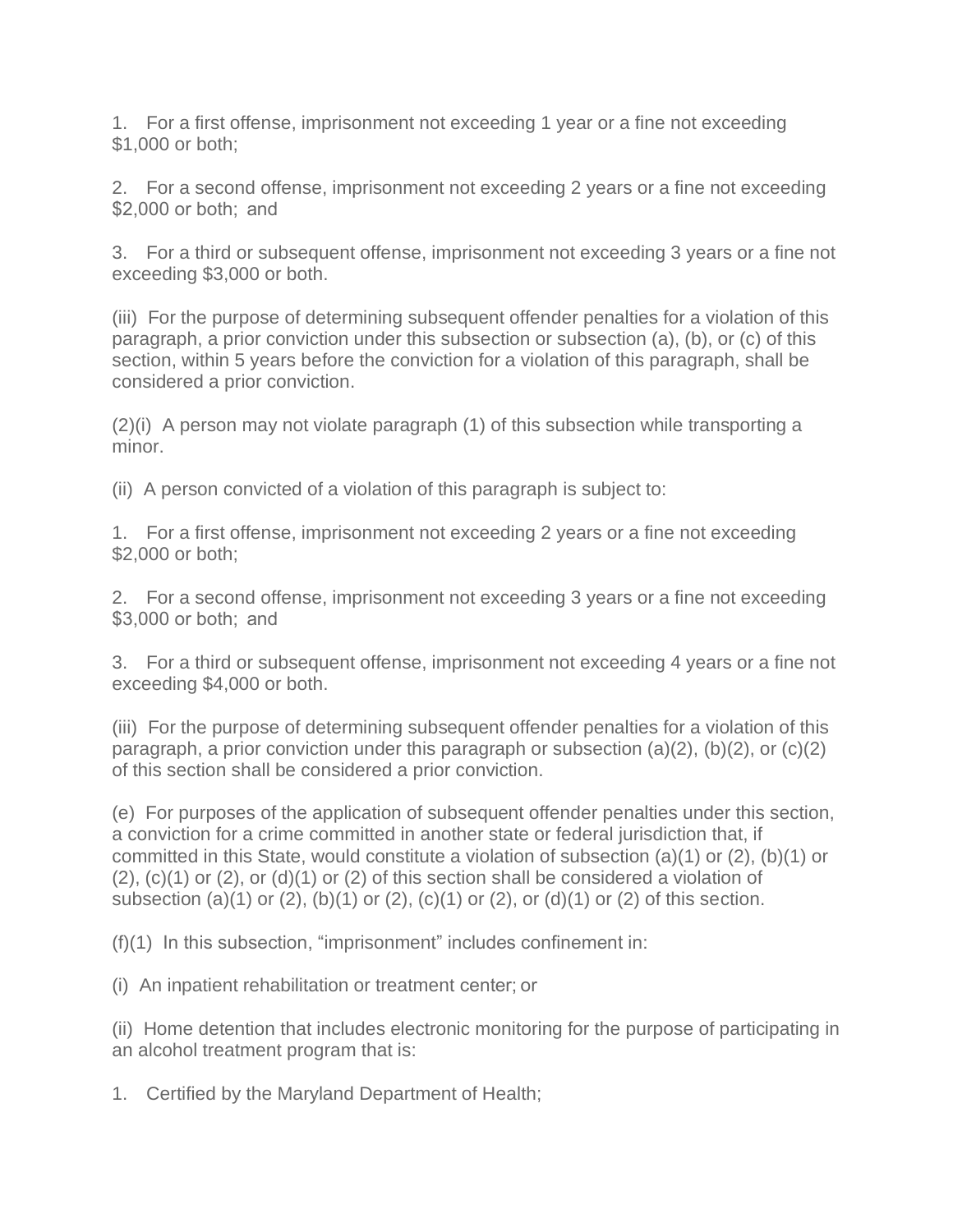1. For a first offense, imprisonment not exceeding 1 year or a fine not exceeding $1,000 or both;

2. For a second offense, imprisonment not exceeding 2 years or a fine not exceeding $2,000 or both; and

3. For a third or subsequent offense, imprisonment not exceeding 3 years or a fine not exceeding $3,000 or both.

(iii) For the purpose of determining subsequent offender penalties for a violation of this paragraph, a prior conviction under this subsection or subsection (a), (b), or (c) of this section, within 5 years before the conviction for a violation of this paragraph, shall be considered a prior conviction.

(2)(i) A person may not violate paragraph (1) of this subsection while transporting a minor.

(ii) A person convicted of a violation of this paragraph is subject to:

1. For a first offense, imprisonment not exceeding 2 years or a fine not exceeding $2,000 or both;

2. For a second offense, imprisonment not exceeding 3 years or a fine not exceeding $3,000 or both; and

3. For a third or subsequent offense, imprisonment not exceeding 4 years or a fine not exceeding $4,000 or both.

(iii) For the purpose of determining subsequent offender penalties for a violation of this paragraph, a prior conviction under this paragraph or subsection (a)(2), (b)(2), or (c)(2) of this section shall be considered a prior conviction.

(e) For purposes of the application of subsequent offender penalties under this section, a conviction for a crime committed in another state or federal jurisdiction that, if committed in this State, would constitute a violation of subsection (a)(1) or (2), (b)(1) or (2), (c)(1) or (2), or (d)(1) or (2) of this section shall be considered a violation of subsection (a)(1) or (2), (b)(1) or (2), (c)(1) or (2), or (d)(1) or (2) of this section.

(f)(1) In this subsection, “imprisonment” includes confinement in:

(i) An inpatient rehabilitation or treatment center; or

(ii) Home detention that includes electronic monitoring for the purpose of participating in an alcohol treatment program that is:

1. Certified by the Maryland Department of Health;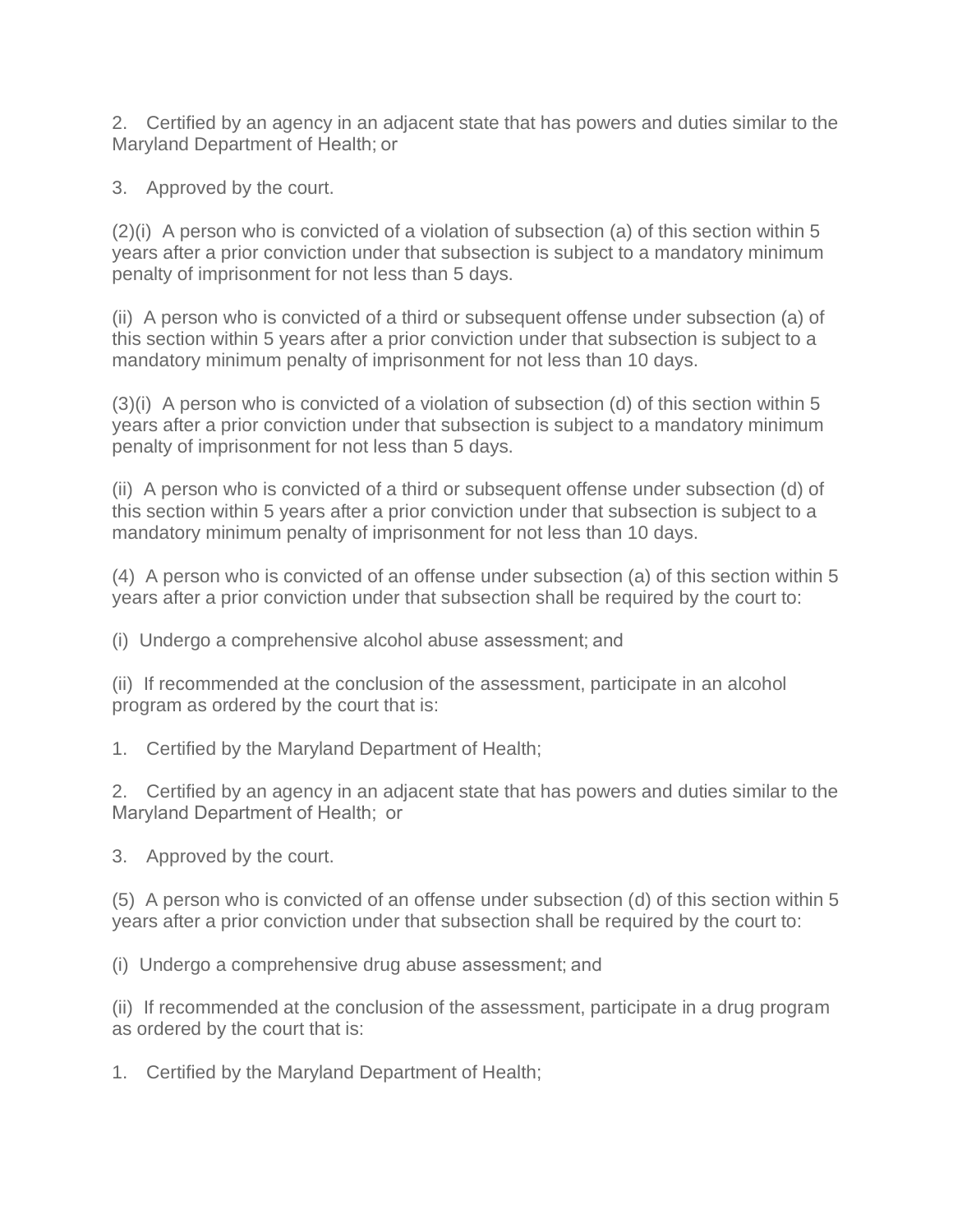2. Certified by an agency in an adjacent state that has powers and duties similar to the Maryland Department of Health; or

3. Approved by the court.

(2)(i) A person who is convicted of a violation of subsection (a) of this section within 5 years after a prior conviction under that subsection is subject to a mandatory minimum penalty of imprisonment for not less than 5 days.

(ii) A person who is convicted of a third or subsequent offense under subsection (a) of this section within 5 years after a prior conviction under that subsection is subject to a mandatory minimum penalty of imprisonment for not less than 10 days.

(3)(i) A person who is convicted of a violation of subsection (d) of this section within 5 years after a prior conviction under that subsection is subject to a mandatory minimum penalty of imprisonment for not less than 5 days.

(ii) A person who is convicted of a third or subsequent offense under subsection (d) of this section within 5 years after a prior conviction under that subsection is subject to a mandatory minimum penalty of imprisonment for not less than 10 days.

(4) A person who is convicted of an offense under subsection (a) of this section within 5 years after a prior conviction under that subsection shall be required by the court to:

(i) Undergo a comprehensive alcohol abuse assessment; and

(ii) If recommended at the conclusion of the assessment, participate in an alcohol program as ordered by the court that is:

1. Certified by the Maryland Department of Health;

2. Certified by an agency in an adjacent state that has powers and duties similar to the Maryland Department of Health; or

3. Approved by the court.

(5) A person who is convicted of an offense under subsection (d) of this section within 5 years after a prior conviction under that subsection shall be required by the court to:

(i) Undergo a comprehensive drug abuse assessment; and

(ii) If recommended at the conclusion of the assessment, participate in a drug program as ordered by the court that is:

1. Certified by the Maryland Department of Health;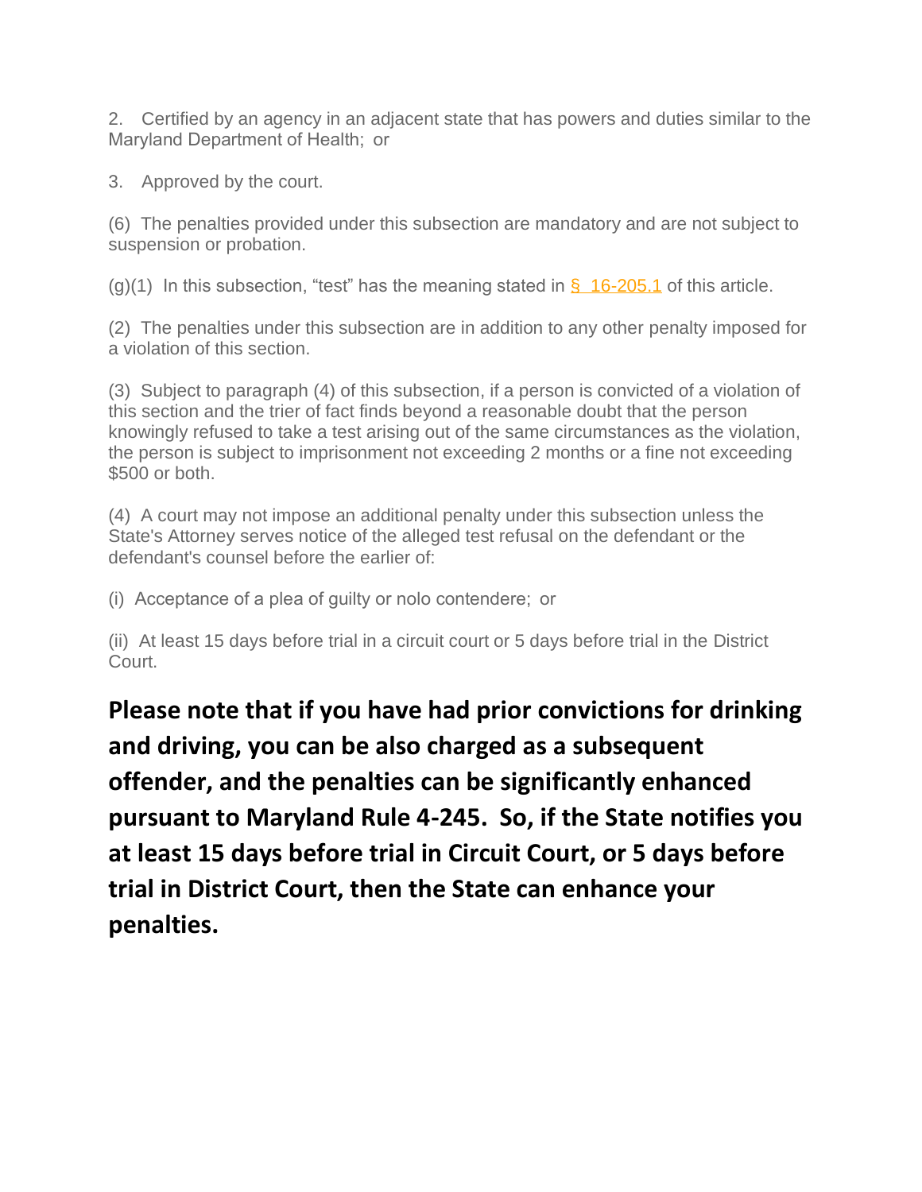2. Certified by an agency in an adjacent state that has powers and duties similar to the Maryland Department of Health; or

3. Approved by the court.

(6) The penalties provided under this subsection are mandatory and are not subject to suspension or probation.

(g)(1) In this subsection, "test" has the meaning stated in § 16-205.1 of this article.

(2) The penalties under this subsection are in addition to any other penalty imposed for a violation of this section.

(3) Subject to paragraph (4) of this subsection, if a person is convicted of a violation of this section and the trier of fact finds beyond a reasonable doubt that the person knowingly refused to take a test arising out of the same circumstances as the violation, the person is subject to imprisonment not exceeding 2 months or a fine not exceeding $500 or both.

(4) A court may not impose an additional penalty under this subsection unless the State's Attorney serves notice of the alleged test refusal on the defendant or the defendant's counsel before the earlier of:

(i) Acceptance of a plea of guilty or nolo contendere; or

(ii) At least 15 days before trial in a circuit court or 5 days before trial in the District Court.

**Please note that if you have had prior convictions for drinking and driving, you can be also charged as a subsequent offender, and the penalties can be significantly enhanced pursuant to Maryland Rule 4-245. So, if the State notifies you at least 15 days before trial in Circuit Court, or 5 days before trial in District Court, then the State can enhance your penalties.**